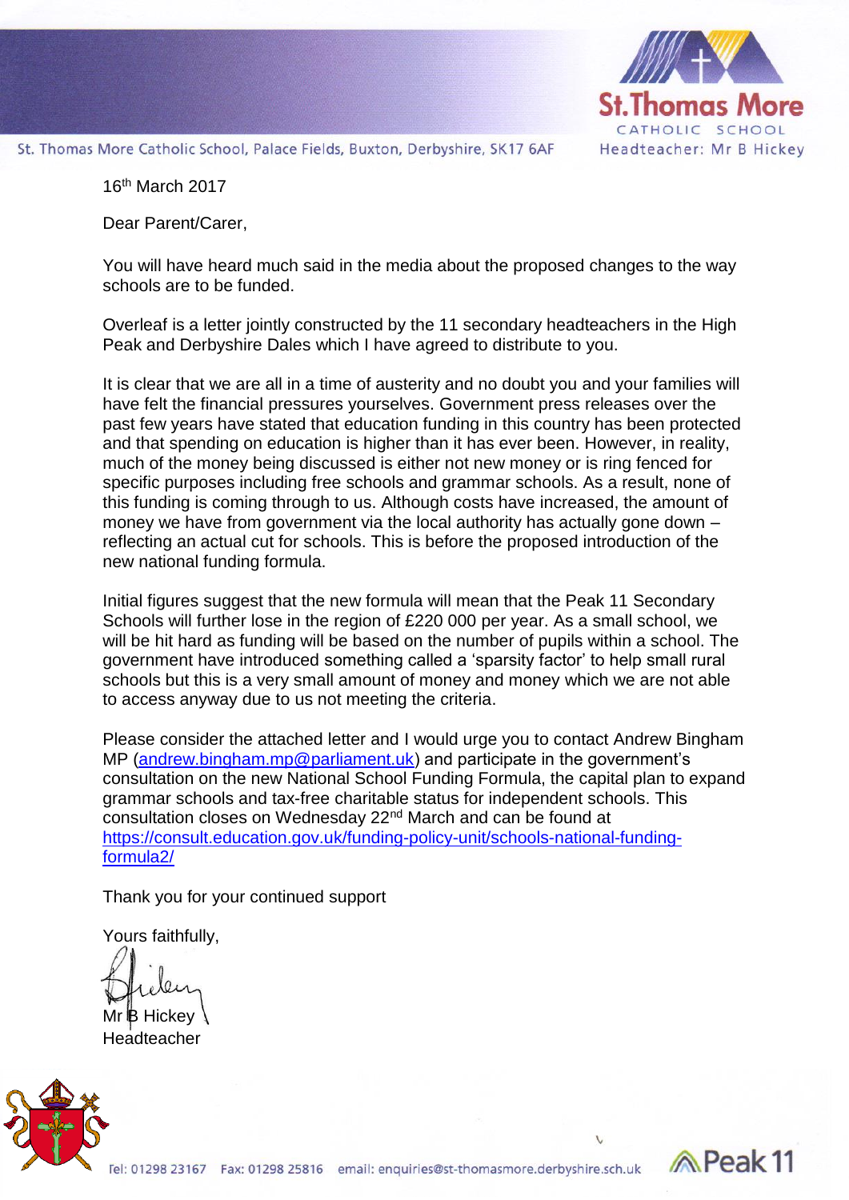St.Thomas More Catholic School

Headteacher: Mr B Hickey

St. Thomas More Catholic School, Palace Fields, Buxton, Derbyshire, SK17 6AF

16th March 2017

Dear Parent/Carer,

You will have heard much said in the media about the proposed changes to the way schools are to be funded.

Overleaf is a letter jointly constructed by the 11 secondary headteachers in the High Peak and Derbyshire Dales which I have agreed to distribute to you.

It is clear that we are all in a time of austerity and no doubt you and your families will have felt the financial pressures yourselves. Government press releases over the past few years have stated that education funding in this country has been protected and that spending on education is higher than it has ever been. However, in reality, much of the money being discussed is either not new money or is ring fenced for specific purposes including free schools and grammar schools. As a result, none of this funding is coming through to us. Although costs have increased, the amount of money we have from government via the local authority has actually gone down – reflecting an actual cut for schools. This is before the proposed introduction of the new national funding formula.

Initial figures suggest that the new formula will mean that the Peak 11 Secondary Schools will further lose in the region of £220 000 per year. As a small school, we will be hit hard as funding will be based on the number of pupils within a school. The government have introduced something called a 'sparsity factor' to help small rural schools but this is a very small amount of money and money which we are not able to access anyway due to us not meeting the criteria.

Please consider the attached letter and I would urge you to contact Andrew Bingham MP (andrew.bingham.mp@parliament.uk) and participate in the government's consultation on the new National School Funding Formula, the capital plan to expand grammar schools and tax-free charitable status for independent schools. This consultation closes on Wednesday 22nd March and can be found at https://consult.education.gov.uk/funding-policy-unit/schools-national-funding-formula2/

Thank you for your continued support

Yours faithfully,

Mr B Hickey
Headteacher

Tel: 01298 23167 Fax: 01298 25816 email: enquiries@st-thomasmore.derbyshire.sch.uk

Peak 11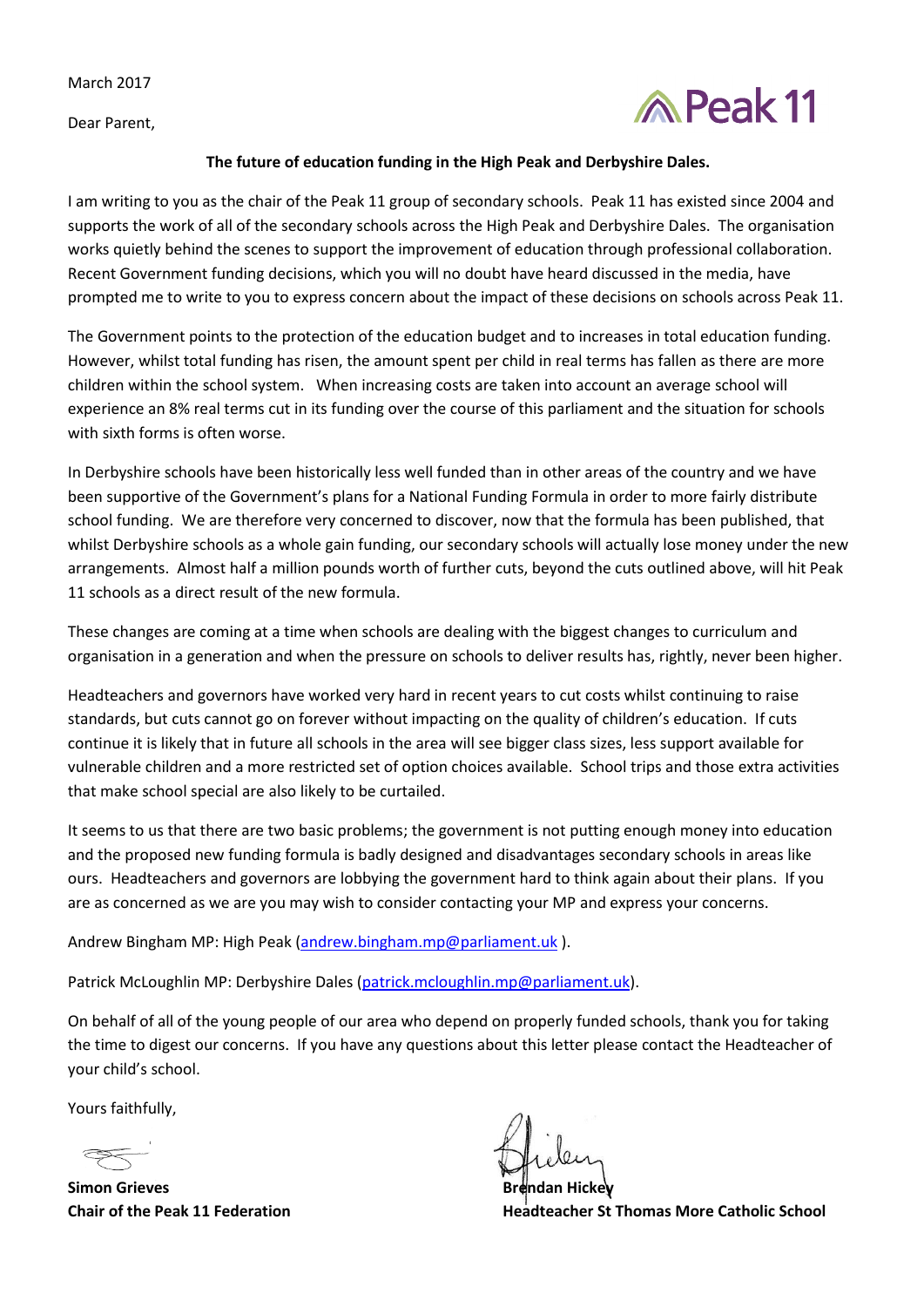March 2017

Dear Parent,

Peak 11

**The future of education funding in the High Peak and Derbyshire Dales.**

I am writing to you as the chair of the Peak 11 group of secondary schools. Peak 11 has existed since 2004 and supports the work of all of the secondary schools across the High Peak and Derbyshire Dales. The organisation works quietly behind the scenes to support the improvement of education through professional collaboration. Recent Government funding decisions, which you will no doubt have heard discussed in the media, have prompted me to write to you to express concern about the impact of these decisions on schools across Peak 11.

The Government points to the protection of the education budget and to increases in total education funding. However, whilst total funding has risen, the amount spent per child in real terms has fallen as there are more children within the school system. When increasing costs are taken into account an average school will experience an 8% real terms cut in its funding over the course of this parliament and the situation for schools with sixth forms is often worse.

In Derbyshire schools have been historically less well funded than in other areas of the country and we have been supportive of the Government's plans for a National Funding Formula in order to more fairly distribute school funding. We are therefore very concerned to discover, now that the formula has been published, that whilst Derbyshire schools as a whole gain funding, our secondary schools will actually lose money under the new arrangements. Almost half a million pounds worth of further cuts, beyond the cuts outlined above, will hit Peak 11 schools as a direct result of the new formula.

These changes are coming at a time when schools are dealing with the biggest changes to curriculum and organisation in a generation and when the pressure on schools to deliver results has, rightly, never been higher.

Headteachers and governors have worked very hard in recent years to cut costs whilst continuing to raise standards, but cuts cannot go on forever without impacting on the quality of children's education. If cuts continue it is likely that in future all schools in the area will see bigger class sizes, less support available for vulnerable children and a more restricted set of option choices available. School trips and those extra activities that make school special are also likely to be curtailed.

It seems to us that there are two basic problems; the government is not putting enough money into education and the proposed new funding formula is badly designed and disadvantages secondary schools in areas like ours. Headteachers and governors are lobbying the government hard to think again about their plans. If you are as concerned as we are you may wish to consider contacting your MP and express your concerns.

Andrew Bingham MP: High Peak (andrew.bingham.mp@parliament.uk ).

Patrick McLoughlin MP: Derbyshire Dales (patrick.mcloughlin.mp@parliament.uk).

On behalf of all of the young people of our area who depend on properly funded schools, thank you for taking the time to digest our concerns. If you have any questions about this letter please contact the Headteacher of your child's school.

Yours faithfully,

**Simon Grieves**
**Chair of the Peak 11 Federation**

**Brendan Hickey**
**Headteacher St Thomas More Catholic School**